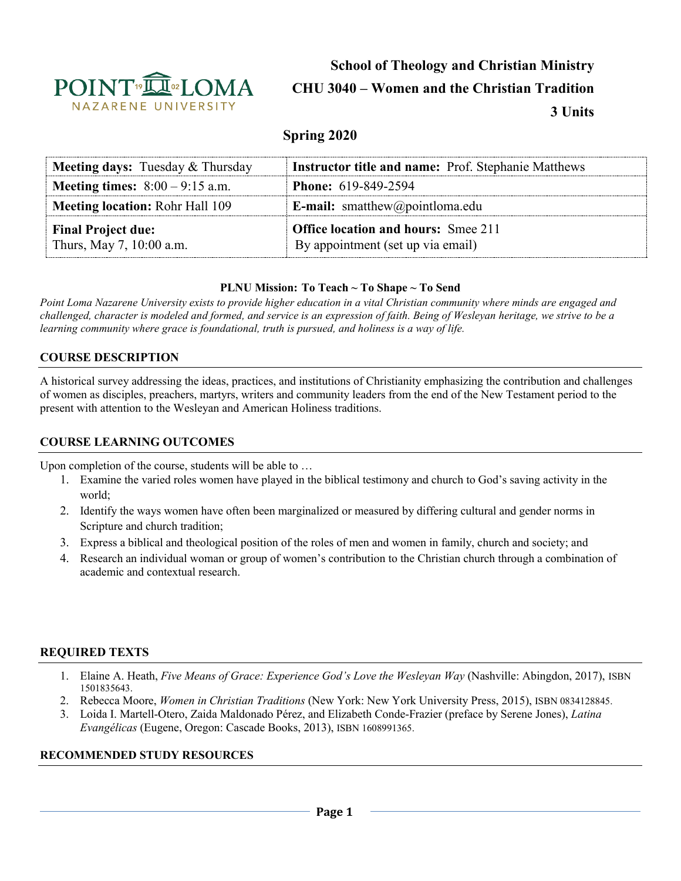# School of Theology and Christian Ministry

## CHU 3040 – Women and the Christian Tradition

**3 Units**

**Spring 2020**

| **Meeting days:** Tuesday & Thursday | **Instructor title and name:** Prof. Stephanie Matthews |
|---|---|
| **Meeting times:** 8:00 – 9:15 a.m. | **Phone:** 619-849-2594 |
| **Meeting location:** Rohr Hall 109 | **E-mail:** smatthew@pointloma.edu |
| **Final Project due:** Thurs, May 7, 10:00 a.m. | **Office location and hours:** Smee 211 By appointment (set up via email) |

**PLNU Mission: To Teach ~ To Shape ~ To Send**

*Point Loma Nazarene University exists to provide higher education in a vital Christian community where minds are engaged and challenged, character is modeled and formed, and service is an expression of faith. Being of Wesleyan heritage, we strive to be a learning community where grace is foundational, truth is pursued, and holiness is a way of life.*

## COURSE DESCRIPTION

A historical survey addressing the ideas, practices, and institutions of Christianity emphasizing the contribution and challenges of women as disciples, preachers, martyrs, writers and community leaders from the end of the New Testament period to the present with attention to the Wesleyan and American Holiness traditions.

## COURSE LEARNING OUTCOMES

Upon completion of the course, students will be able to …

1. Examine the varied roles women have played in the biblical testimony and church to God's saving activity in the world;
2. Identify the ways women have often been marginalized or measured by differing cultural and gender norms in Scripture and church tradition;
3. Express a biblical and theological position of the roles of men and women in family, church and society; and
4. Research an individual woman or group of women's contribution to the Christian church through a combination of academic and contextual research.

## REQUIRED TEXTS

1. Elaine A. Heath, *Five Means of Grace: Experience God's Love the Wesleyan Way* (Nashville: Abingdon, 2017), ISBN 1501835643.
2. Rebecca Moore, *Women in Christian Traditions* (New York: New York University Press, 2015), ISBN 0834128845.
3. Loida I. Martell-Otero, Zaida Maldonado Pérez, and Elizabeth Conde-Frazier (preface by Serene Jones), *Latina Evangélicas* (Eugene, Oregon: Cascade Books, 2013), ISBN 1608991365.

## RECOMMENDED STUDY RESOURCES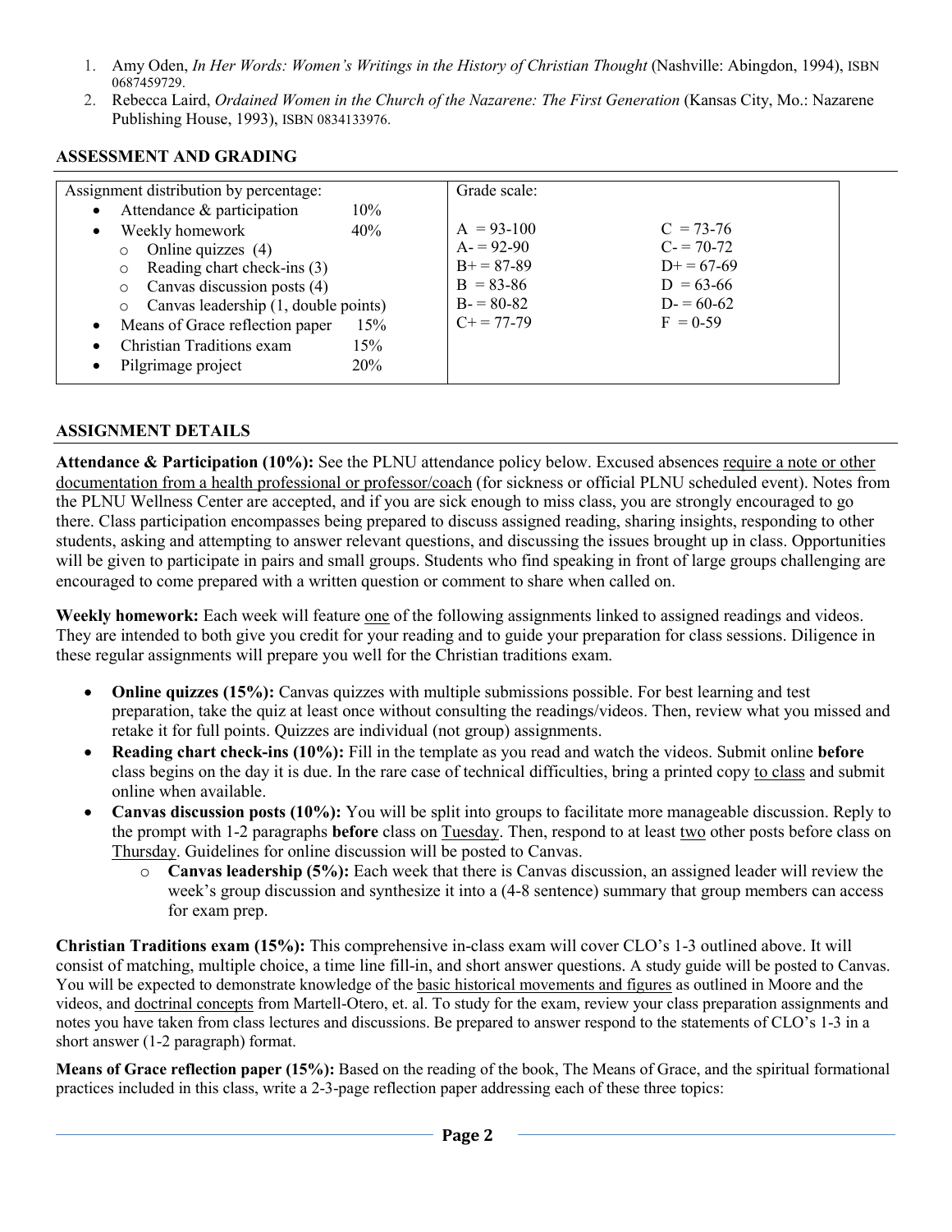1. Amy Oden, *In Her Words: Women's Writings in the History of Christian Thought* (Nashville: Abingdon, 1994), ISBN 0687459729.
2. Rebecca Laird, *Ordained Women in the Church of the Nazarene: The First Generation* (Kansas City, Mo.: Nazarene Publishing House, 1993), ISBN 0834133976.

## ASSESSMENT AND GRADING

| Assignment distribution by percentage: | | Grade scale: | |
|---|---|---|---|
| • Attendance & participation | 10% | | |
| • Weekly homework | 40% | A = 93-100 | C = 73-76 |
| ○ Online quizzes (4) | | A- = 92-90 | C- = 70-72 |
| ○ Reading chart check-ins (3) | | B+ = 87-89 | D+ = 67-69 |
| ○ Canvas discussion posts (4) | | B = 83-86 | D = 63-66 |
| ○ Canvas leadership (1, double points) | | B- = 80-82 | D- = 60-62 |
| • Means of Grace reflection paper | 15% | C+ = 77-79 | F = 0-59 |
| • Christian Traditions exam | 15% | | |
| • Pilgrimage project | 20% | | |

## ASSIGNMENT DETAILS

**Attendance & Participation (10%):** See the PLNU attendance policy below. Excused absences require a note or other documentation from a health professional or professor/coach (for sickness or official PLNU scheduled event). Notes from the PLNU Wellness Center are accepted, and if you are sick enough to miss class, you are strongly encouraged to go there. Class participation encompasses being prepared to discuss assigned reading, sharing insights, responding to other students, asking and attempting to answer relevant questions, and discussing the issues brought up in class. Opportunities will be given to participate in pairs and small groups. Students who find speaking in front of large groups challenging are encouraged to come prepared with a written question or comment to share when called on.

**Weekly homework:** Each week will feature one of the following assignments linked to assigned readings and videos. They are intended to both give you credit for your reading and to guide your preparation for class sessions. Diligence in these regular assignments will prepare you well for the Christian traditions exam.

- **Online quizzes (15%):** Canvas quizzes with multiple submissions possible. For best learning and test preparation, take the quiz at least once without consulting the readings/videos. Then, review what you missed and retake it for full points. Quizzes are individual (not group) assignments.
- **Reading chart check-ins (10%):** Fill in the template as you read and watch the videos. Submit online **before** class begins on the day it is due. In the rare case of technical difficulties, bring a printed copy to class and submit online when available.
- **Canvas discussion posts (10%):** You will be split into groups to facilitate more manageable discussion. Reply to the prompt with 1-2 paragraphs **before** class on Tuesday. Then, respond to at least two other posts before class on Thursday. Guidelines for online discussion will be posted to Canvas.
  - **Canvas leadership (5%):** Each week that there is Canvas discussion, an assigned leader will review the week's group discussion and synthesize it into a (4-8 sentence) summary that group members can access for exam prep.

**Christian Traditions exam (15%):** This comprehensive in-class exam will cover CLO's 1-3 outlined above. It will consist of matching, multiple choice, a time line fill-in, and short answer questions. A study guide will be posted to Canvas. You will be expected to demonstrate knowledge of the basic historical movements and figures as outlined in Moore and the videos, and doctrinal concepts from Martell-Otero, et. al. To study for the exam, review your class preparation assignments and notes you have taken from class lectures and discussions. Be prepared to answer respond to the statements of CLO's 1-3 in a short answer (1-2 paragraph) format.

**Means of Grace reflection paper (15%):** Based on the reading of the book, The Means of Grace, and the spiritual formational practices included in this class, write a 2-3-page reflection paper addressing each of these three topics: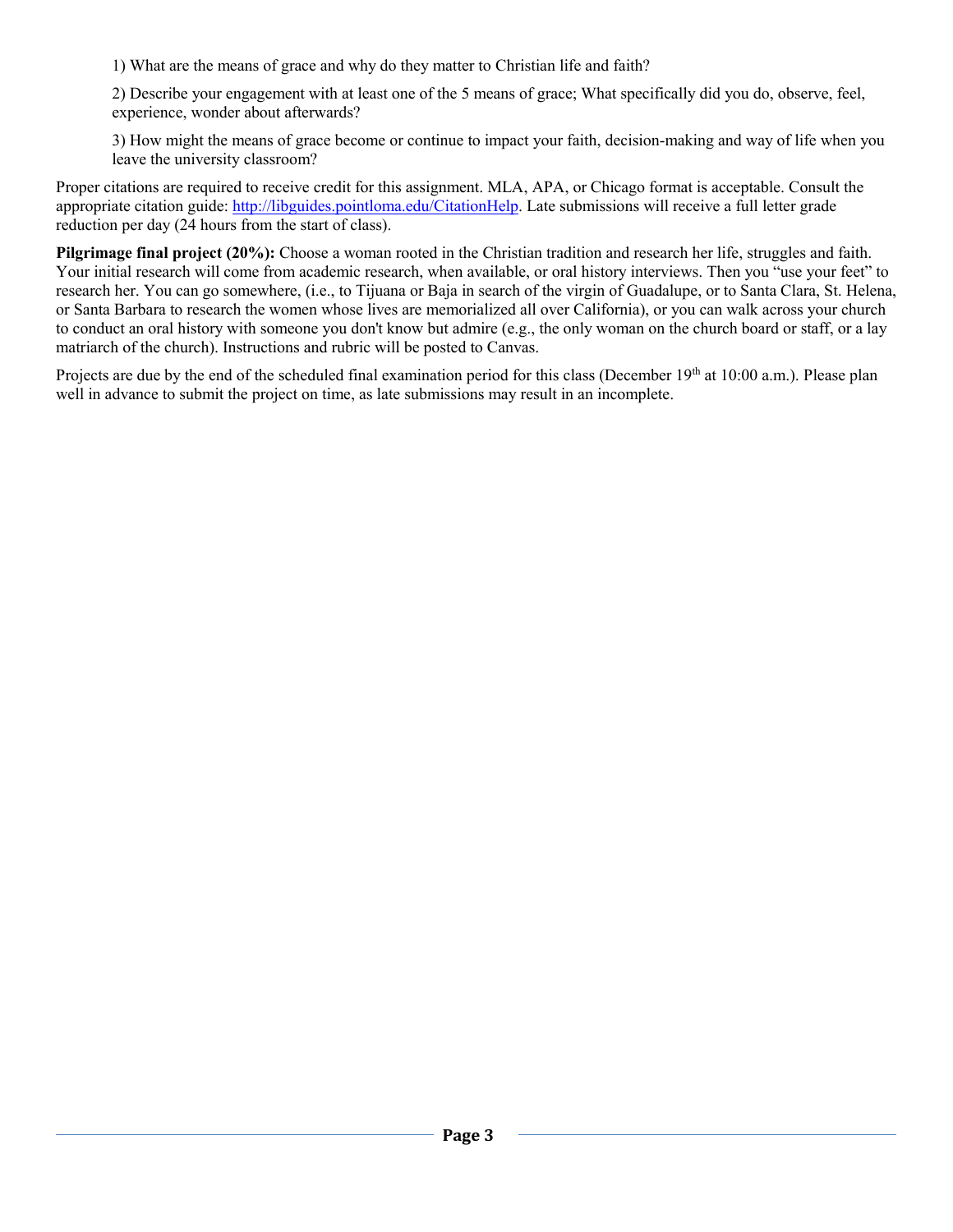1) What are the means of grace and why do they matter to Christian life and faith?

2) Describe your engagement with at least one of the 5 means of grace; What specifically did you do, observe, feel, experience, wonder about afterwards?

3) How might the means of grace become or continue to impact your faith, decision-making and way of life when you leave the university classroom?

Proper citations are required to receive credit for this assignment. MLA, APA, or Chicago format is acceptable. Consult the appropriate citation guide: http://libguides.pointloma.edu/CitationHelp. Late submissions will receive a full letter grade reduction per day (24 hours from the start of class).

**Pilgrimage final project (20%):** Choose a woman rooted in the Christian tradition and research her life, struggles and faith. Your initial research will come from academic research, when available, or oral history interviews. Then you "use your feet" to research her. You can go somewhere, (i.e., to Tijuana or Baja in search of the virgin of Guadalupe, or to Santa Clara, St. Helena, or Santa Barbara to research the women whose lives are memorialized all over California), or you can walk across your church to conduct an oral history with someone you don't know but admire (e.g., the only woman on the church board or staff, or a lay matriarch of the church). Instructions and rubric will be posted to Canvas.

Projects are due by the end of the scheduled final examination period for this class (December 19th at 10:00 a.m.). Please plan well in advance to submit the project on time, as late submissions may result in an incomplete.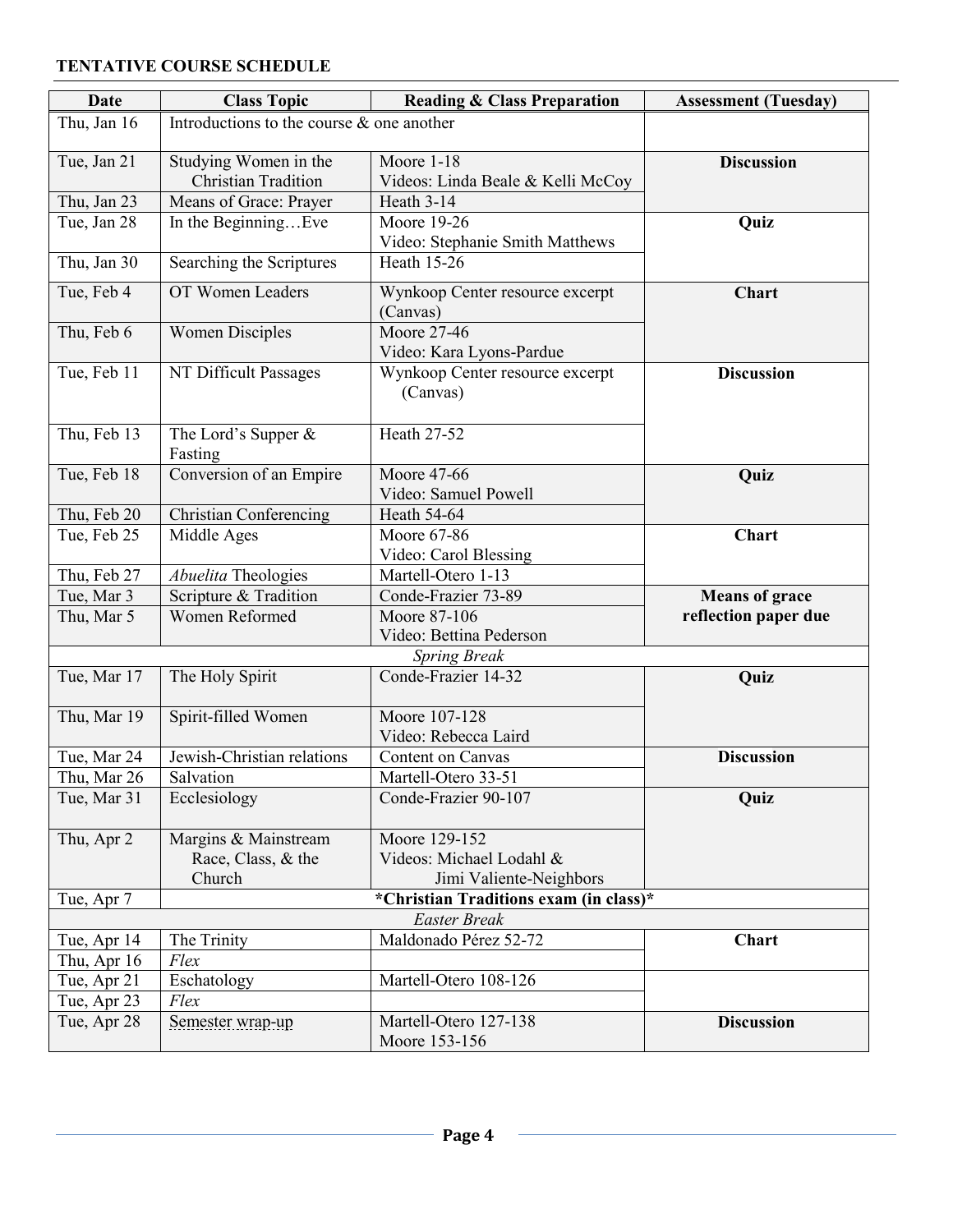**TENTATIVE COURSE SCHEDULE**

| Date | Class Topic | Reading & Class Preparation | Assessment (Tuesday) |
|---|---|---|---|
| Thu, Jan 16 | Introductions to the course & one another | | |
| Tue, Jan 21 | Studying Women in the Christian Tradition | Moore 1-18<br>Videos: Linda Beale & Kelli McCoy | **Discussion** |
| Thu, Jan 23 | Means of Grace: Prayer | Heath 3-14 | |
| Tue, Jan 28 | In the Beginning…Eve | Moore 19-26<br>Video: Stephanie Smith Matthews | **Quiz** |
| Thu, Jan 30 | Searching the Scriptures | Heath 15-26 | |
| Tue, Feb 4 | OT Women Leaders | Wynkoop Center resource excerpt (Canvas) | **Chart** |
| Thu, Feb 6 | Women Disciples | Moore 27-46<br>Video: Kara Lyons-Pardue | |
| Tue, Feb 11 | NT Difficult Passages | Wynkoop Center resource excerpt (Canvas) | **Discussion** |
| Thu, Feb 13 | The Lord's Supper & Fasting | Heath 27-52 | |
| Tue, Feb 18 | Conversion of an Empire | Moore 47-66<br>Video: Samuel Powell | **Quiz** |
| Thu, Feb 20 | Christian Conferencing | Heath 54-64 | |
| Tue, Feb 25 | Middle Ages | Moore 67-86<br>Video: Carol Blessing | **Chart** |
| Thu, Feb 27 | *Abuelita* Theologies | Martell-Otero 1-13 | |
| Tue, Mar 3 | Scripture & Tradition | Conde-Frazier 73-89 | **Means of grace reflection paper due** |
| Thu, Mar 5 | Women Reformed | Moore 87-106<br>Video: Bettina Pederson | |
| *Spring Break* | | | |
| Tue, Mar 17 | The Holy Spirit | Conde-Frazier 14-32 | **Quiz** |
| Thu, Mar 19 | Spirit-filled Women | Moore 107-128<br>Video: Rebecca Laird | |
| Tue, Mar 24 | Jewish-Christian relations | Content on Canvas | **Discussion** |
| Thu, Mar 26 | Salvation | Martell-Otero 33-51 | |
| Tue, Mar 31 | Ecclesiology | Conde-Frazier 90-107 | **Quiz** |
| Thu, Apr 2 | Margins & Mainstream Race, Class, & the Church | Moore 129-152<br>Videos: Michael Lodahl & Jimi Valiente-Neighbors | |
| Tue, Apr 7 | **\*Christian Traditions exam (in class)\*** | | |
| *Easter Break* | | | |
| Tue, Apr 14 | The Trinity | Maldonado Pérez 52-72 | **Chart** |
| Thu, Apr 16 | *Flex* | | |
| Tue, Apr 21 | Eschatology | Martell-Otero 108-126 | |
| Tue, Apr 23 | *Flex* | | |
| Tue, Apr 28 | Semester wrap-up | Martell-Otero 127-138<br>Moore 153-156 | **Discussion** |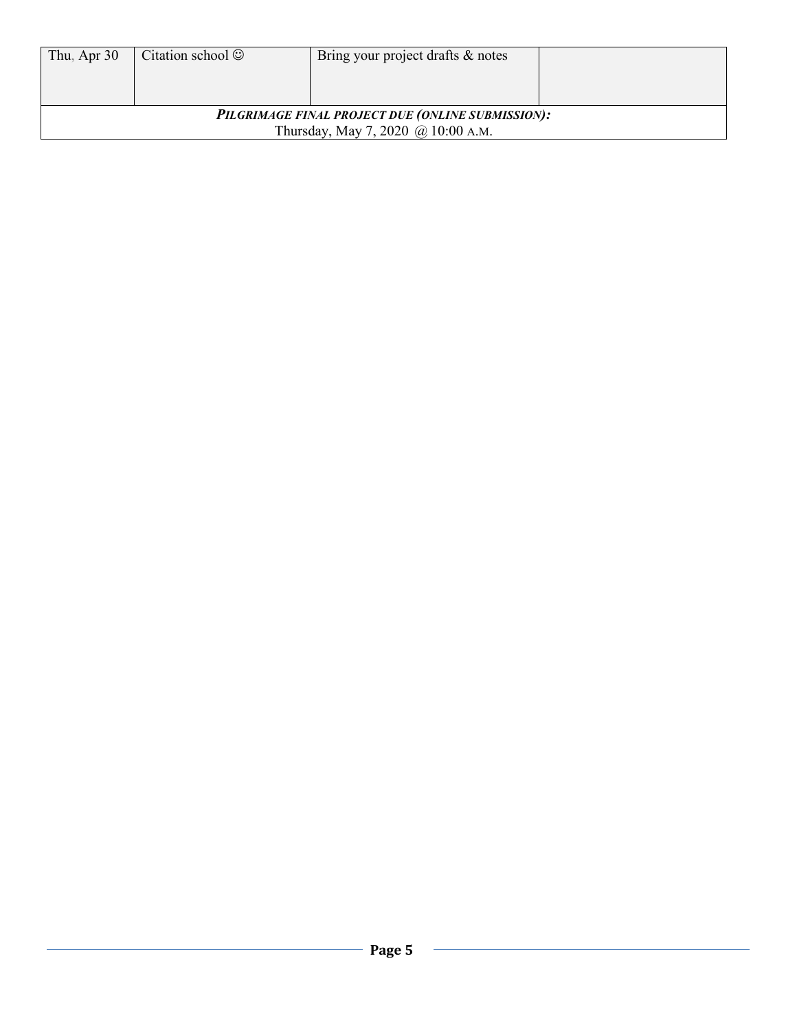| Thu, Apr 30 | Citation school ☺ | Bring your project drafts & notes | |
|---|---|---|---|
| ***PILGRIMAGE FINAL PROJECT DUE (ONLINE SUBMISSION):*** Thursday, May 7, 2020 @ 10:00 A.M. | | | |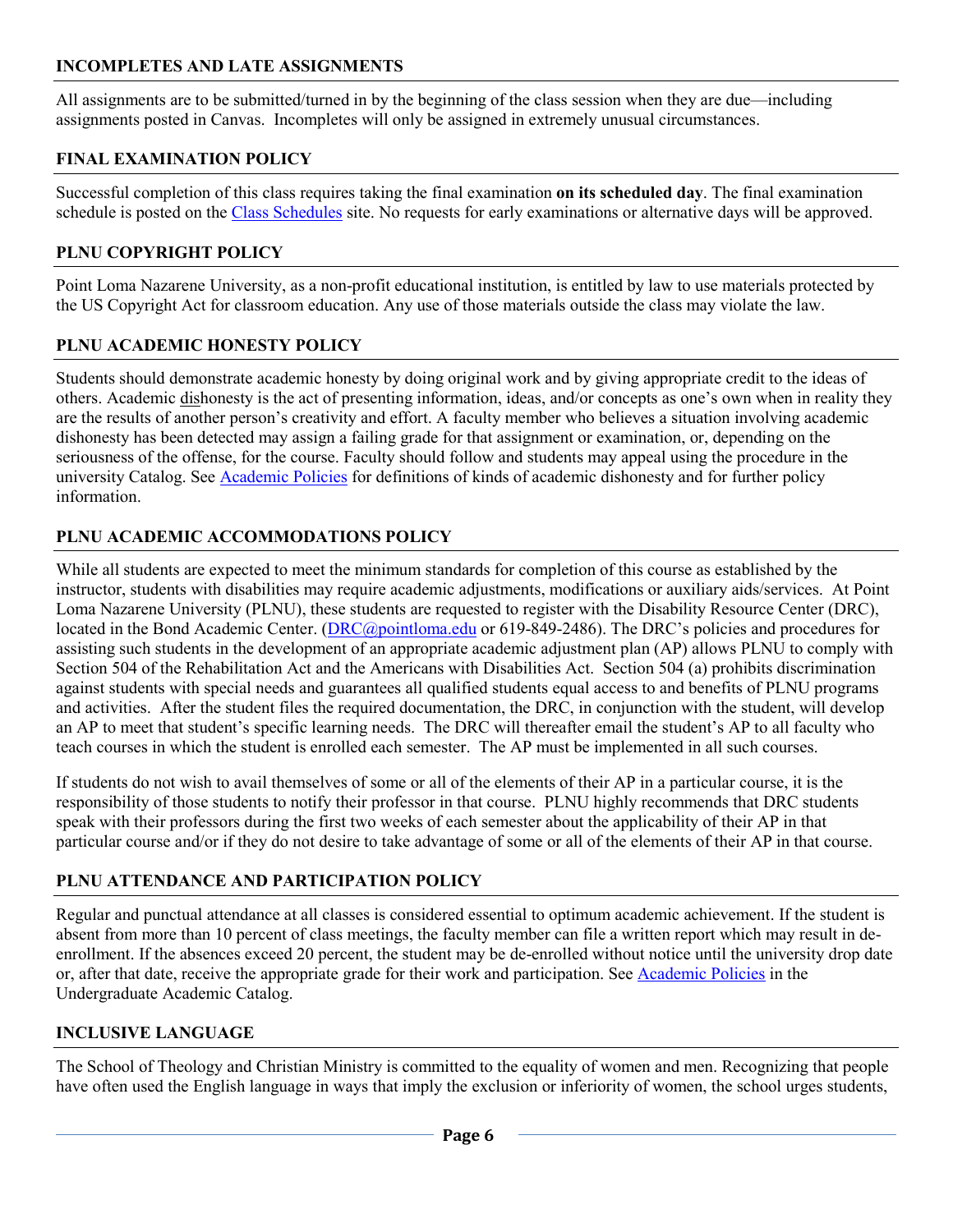### INCOMPLETES AND LATE ASSIGNMENTS

All assignments are to be submitted/turned in by the beginning of the class session when they are due—including assignments posted in Canvas. Incompletes will only be assigned in extremely unusual circumstances.

### FINAL EXAMINATION POLICY

Successful completion of this class requires taking the final examination **on its scheduled day**. The final examination schedule is posted on the [Class Schedules](#) site. No requests for early examinations or alternative days will be approved.

### PLNU COPYRIGHT POLICY

Point Loma Nazarene University, as a non-profit educational institution, is entitled by law to use materials protected by the US Copyright Act for classroom education. Any use of those materials outside the class may violate the law.

### PLNU ACADEMIC HONESTY POLICY

Students should demonstrate academic honesty by doing original work and by giving appropriate credit to the ideas of others. Academic dishonesty is the act of presenting information, ideas, and/or concepts as one's own when in reality they are the results of another person's creativity and effort. A faculty member who believes a situation involving academic dishonesty has been detected may assign a failing grade for that assignment or examination, or, depending on the seriousness of the offense, for the course. Faculty should follow and students may appeal using the procedure in the university Catalog. See [Academic Policies](#) for definitions of kinds of academic dishonesty and for further policy information.

### PLNU ACADEMIC ACCOMMODATIONS POLICY

While all students are expected to meet the minimum standards for completion of this course as established by the instructor, students with disabilities may require academic adjustments, modifications or auxiliary aids/services. At Point Loma Nazarene University (PLNU), these students are requested to register with the Disability Resource Center (DRC), located in the Bond Academic Center. (DRC@pointloma.edu or 619-849-2486). The DRC's policies and procedures for assisting such students in the development of an appropriate academic adjustment plan (AP) allows PLNU to comply with Section 504 of the Rehabilitation Act and the Americans with Disabilities Act. Section 504 (a) prohibits discrimination against students with special needs and guarantees all qualified students equal access to and benefits of PLNU programs and activities. After the student files the required documentation, the DRC, in conjunction with the student, will develop an AP to meet that student's specific learning needs. The DRC will thereafter email the student's AP to all faculty who teach courses in which the student is enrolled each semester. The AP must be implemented in all such courses.

If students do not wish to avail themselves of some or all of the elements of their AP in a particular course, it is the responsibility of those students to notify their professor in that course. PLNU highly recommends that DRC students speak with their professors during the first two weeks of each semester about the applicability of their AP in that particular course and/or if they do not desire to take advantage of some or all of the elements of their AP in that course.

### PLNU ATTENDANCE AND PARTICIPATION POLICY

Regular and punctual attendance at all classes is considered essential to optimum academic achievement. If the student is absent from more than 10 percent of class meetings, the faculty member can file a written report which may result in de-enrollment. If the absences exceed 20 percent, the student may be de-enrolled without notice until the university drop date or, after that date, receive the appropriate grade for their work and participation. See [Academic Policies](#) in the Undergraduate Academic Catalog.

### INCLUSIVE LANGUAGE

The School of Theology and Christian Ministry is committed to the equality of women and men. Recognizing that people have often used the English language in ways that imply the exclusion or inferiority of women, the school urges students,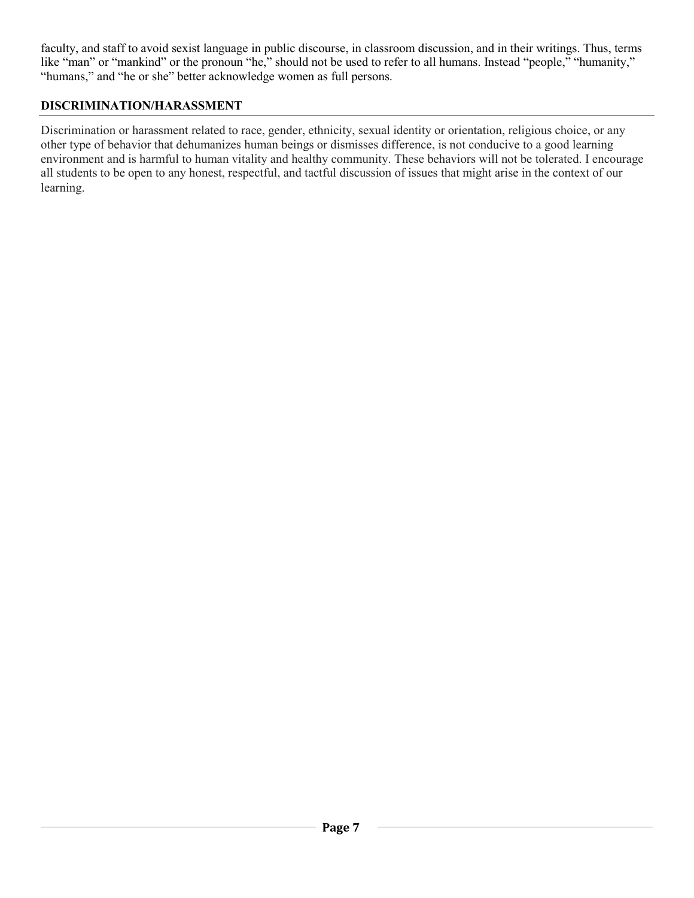faculty, and staff to avoid sexist language in public discourse, in classroom discussion, and in their writings. Thus, terms like "man" or "mankind" or the pronoun "he," should not be used to refer to all humans. Instead "people," "humanity," "humans," and "he or she" better acknowledge women as full persons.

## DISCRIMINATION/HARASSMENT

Discrimination or harassment related to race, gender, ethnicity, sexual identity or orientation, religious choice, or any other type of behavior that dehumanizes human beings or dismisses difference, is not conducive to a good learning environment and is harmful to human vitality and healthy community. These behaviors will not be tolerated. I encourage all students to be open to any honest, respectful, and tactful discussion of issues that might arise in the context of our learning.